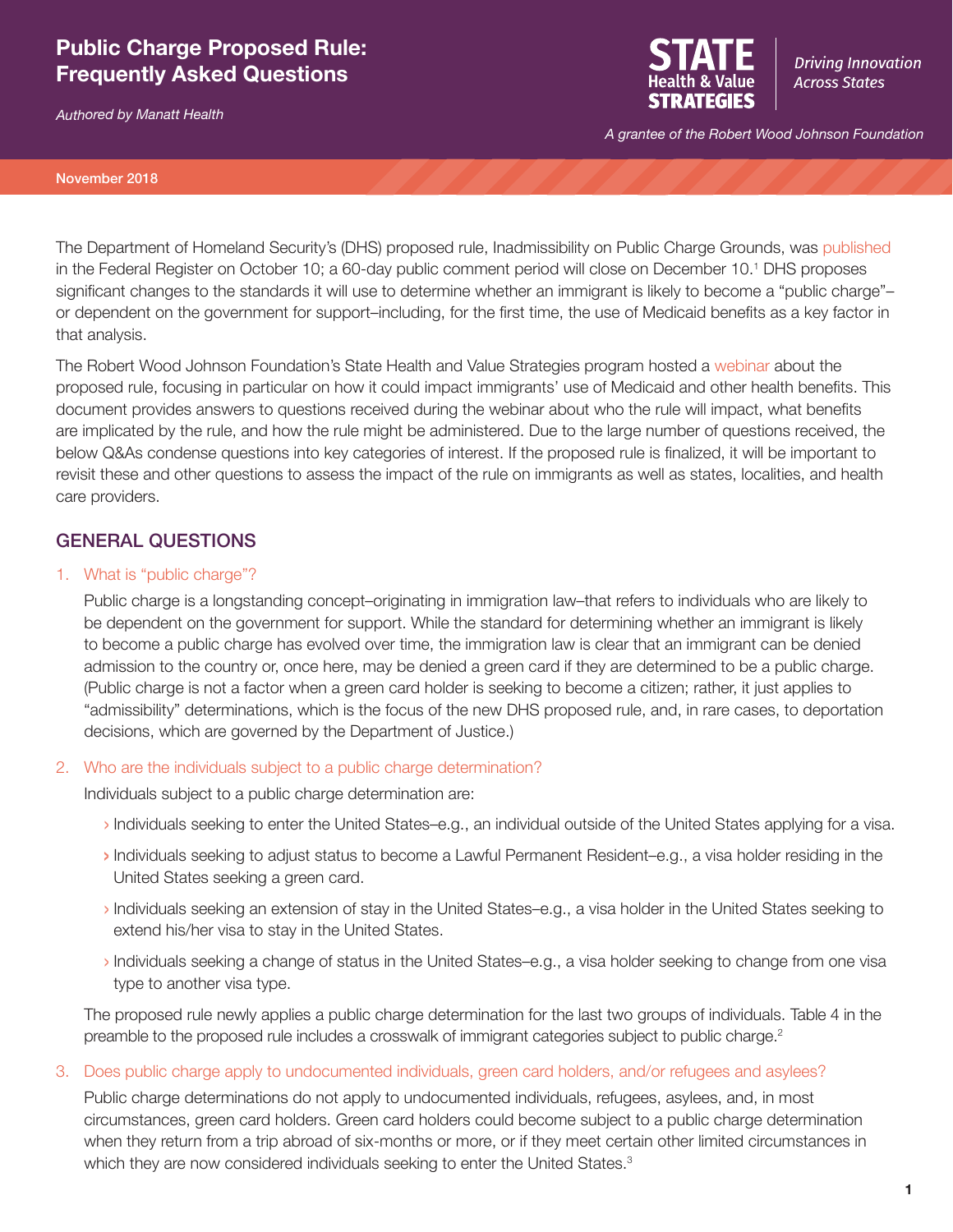# Public Charge Proposed Rule: Frequently Asked Questions

*Authored by Manatt Health*

STATE Health & Value STRATEGIES — *Driving Innovation Across States*

*A grantee of the Robert Wood Johnson Foundation*

November 2018

The Department of Homeland Security's (DHS) proposed rule, Inadmissibility on Public Charge Grounds, was published in the Federal Register on October 10; a 60-day public comment period will close on December 10.[1] DHS proposes significant changes to the standards it will use to determine whether an immigrant is likely to become a "public charge"–or dependent on the government for support–including, for the first time, the use of Medicaid benefits as a key factor in that analysis.

The Robert Wood Johnson Foundation's State Health and Value Strategies program hosted a webinar about the proposed rule, focusing in particular on how it could impact immigrants' use of Medicaid and other health benefits. This document provides answers to questions received during the webinar about who the rule will impact, what benefits are implicated by the rule, and how the rule might be administered. Due to the large number of questions received, the below Q&As condense questions into key categories of interest. If the proposed rule is finalized, it will be important to revisit these and other questions to assess the impact of the rule on immigrants as well as states, localities, and health care providers.

## GENERAL QUESTIONS

1. What is "public charge"?

   Public charge is a longstanding concept–originating in immigration law–that refers to individuals who are likely to be dependent on the government for support. While the standard for determining whether an immigrant is likely to become a public charge has evolved over time, the immigration law is clear that an immigrant can be denied admission to the country or, once here, may be denied a green card if they are determined to be a public charge. (Public charge is not a factor when a green card holder is seeking to become a citizen; rather, it just applies to "admissibility" determinations, which is the focus of the new DHS proposed rule, and, in rare cases, to deportation decisions, which are governed by the Department of Justice.)

2. Who are the individuals subject to a public charge determination?

   Individuals subject to a public charge determination are:

   - Individuals seeking to enter the United States–e.g., an individual outside of the United States applying for a visa.
   - Individuals seeking to adjust status to become a Lawful Permanent Resident–e.g., a visa holder residing in the United States seeking a green card.
   - Individuals seeking an extension of stay in the United States–e.g., a visa holder in the United States seeking to extend his/her visa to stay in the United States.
   - Individuals seeking a change of status in the United States–e.g., a visa holder seeking to change from one visa type to another visa type.

   The proposed rule newly applies a public charge determination for the last two groups of individuals. Table 4 in the preamble to the proposed rule includes a crosswalk of immigrant categories subject to public charge.[2]

3. Does public charge apply to undocumented individuals, green card holders, and/or refugees and asylees?

   Public charge determinations do not apply to undocumented individuals, refugees, asylees, and, in most circumstances, green card holders. Green card holders could become subject to a public charge determination when they return from a trip abroad of six-months or more, or if they meet certain other limited circumstances in which they are now considered individuals seeking to enter the United States.[3]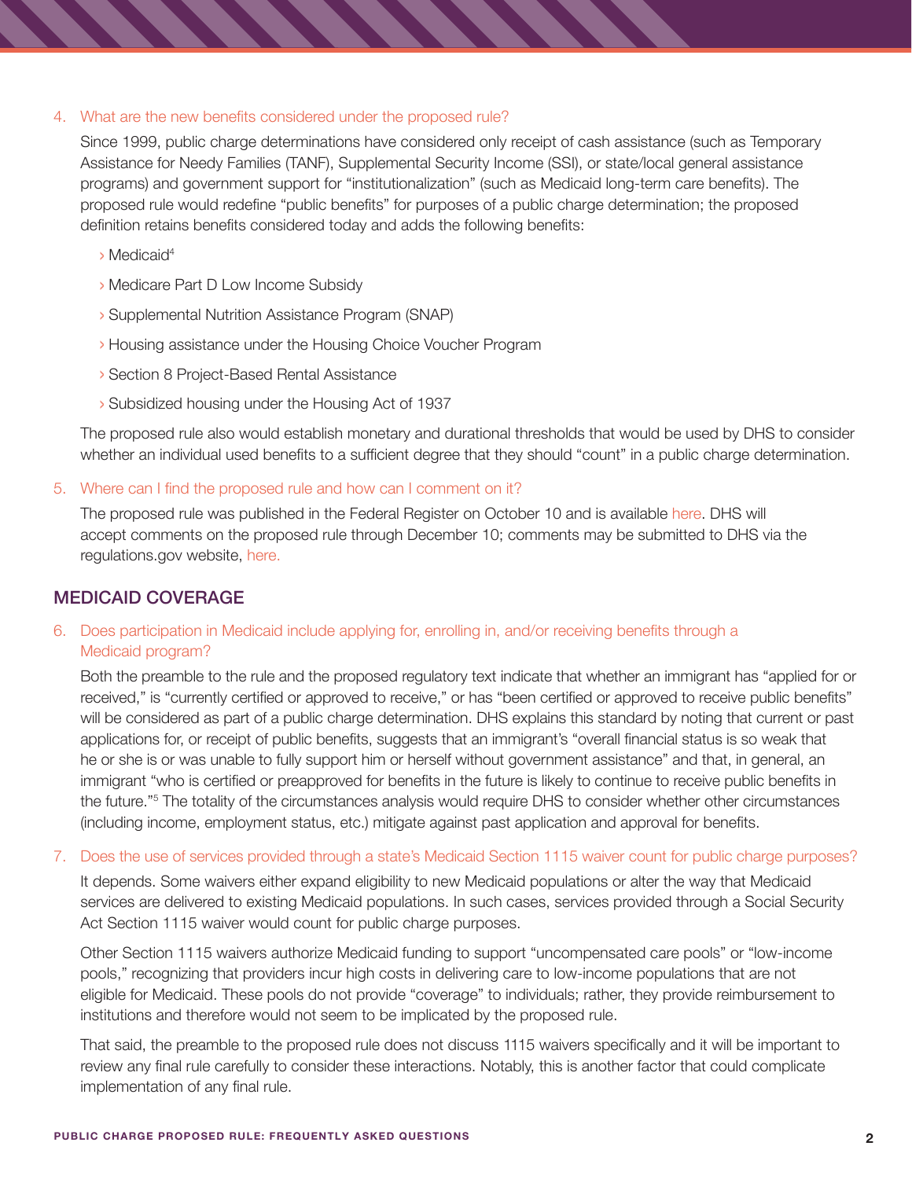4. What are the new benefits considered under the proposed rule?

   Since 1999, public charge determinations have considered only receipt of cash assistance (such as Temporary Assistance for Needy Families (TANF), Supplemental Security Income (SSI), or state/local general assistance programs) and government support for "institutionalization" (such as Medicaid long-term care benefits). The proposed rule would redefine "public benefits" for purposes of a public charge determination; the proposed definition retains benefits considered today and adds the following benefits:

   - Medicaid[4]
   - Medicare Part D Low Income Subsidy
   - Supplemental Nutrition Assistance Program (SNAP)
   - Housing assistance under the Housing Choice Voucher Program
   - Section 8 Project-Based Rental Assistance
   - Subsidized housing under the Housing Act of 1937

   The proposed rule also would establish monetary and durational thresholds that would be used by DHS to consider whether an individual used benefits to a sufficient degree that they should "count" in a public charge determination.

5. Where can I find the proposed rule and how can I comment on it?

   The proposed rule was published in the Federal Register on October 10 and is available here. DHS will accept comments on the proposed rule through December 10; comments may be submitted to DHS via the regulations.gov website, here.

## MEDICAID COVERAGE

6. Does participation in Medicaid include applying for, enrolling in, and/or receiving benefits through a Medicaid program?

   Both the preamble to the rule and the proposed regulatory text indicate that whether an immigrant has "applied for or received," is "currently certified or approved to receive," or has "been certified or approved to receive public benefits" will be considered as part of a public charge determination. DHS explains this standard by noting that current or past applications for, or receipt of public benefits, suggests that an immigrant's "overall financial status is so weak that he or she is or was unable to fully support him or herself without government assistance" and that, in general, an immigrant "who is certified or preapproved for benefits in the future is likely to continue to receive public benefits in the future."[5] The totality of the circumstances analysis would require DHS to consider whether other circumstances (including income, employment status, etc.) mitigate against past application and approval for benefits.

7. Does the use of services provided through a state's Medicaid Section 1115 waiver count for public charge purposes?

   It depends. Some waivers either expand eligibility to new Medicaid populations or alter the way that Medicaid services are delivered to existing Medicaid populations. In such cases, services provided through a Social Security Act Section 1115 waiver would count for public charge purposes.

   Other Section 1115 waivers authorize Medicaid funding to support "uncompensated care pools" or "low-income pools," recognizing that providers incur high costs in delivering care to low-income populations that are not eligible for Medicaid. These pools do not provide "coverage" to individuals; rather, they provide reimbursement to institutions and therefore would not seem to be implicated by the proposed rule.

   That said, the preamble to the proposed rule does not discuss 1115 waivers specifically and it will be important to review any final rule carefully to consider these interactions. Notably, this is another factor that could complicate implementation of any final rule.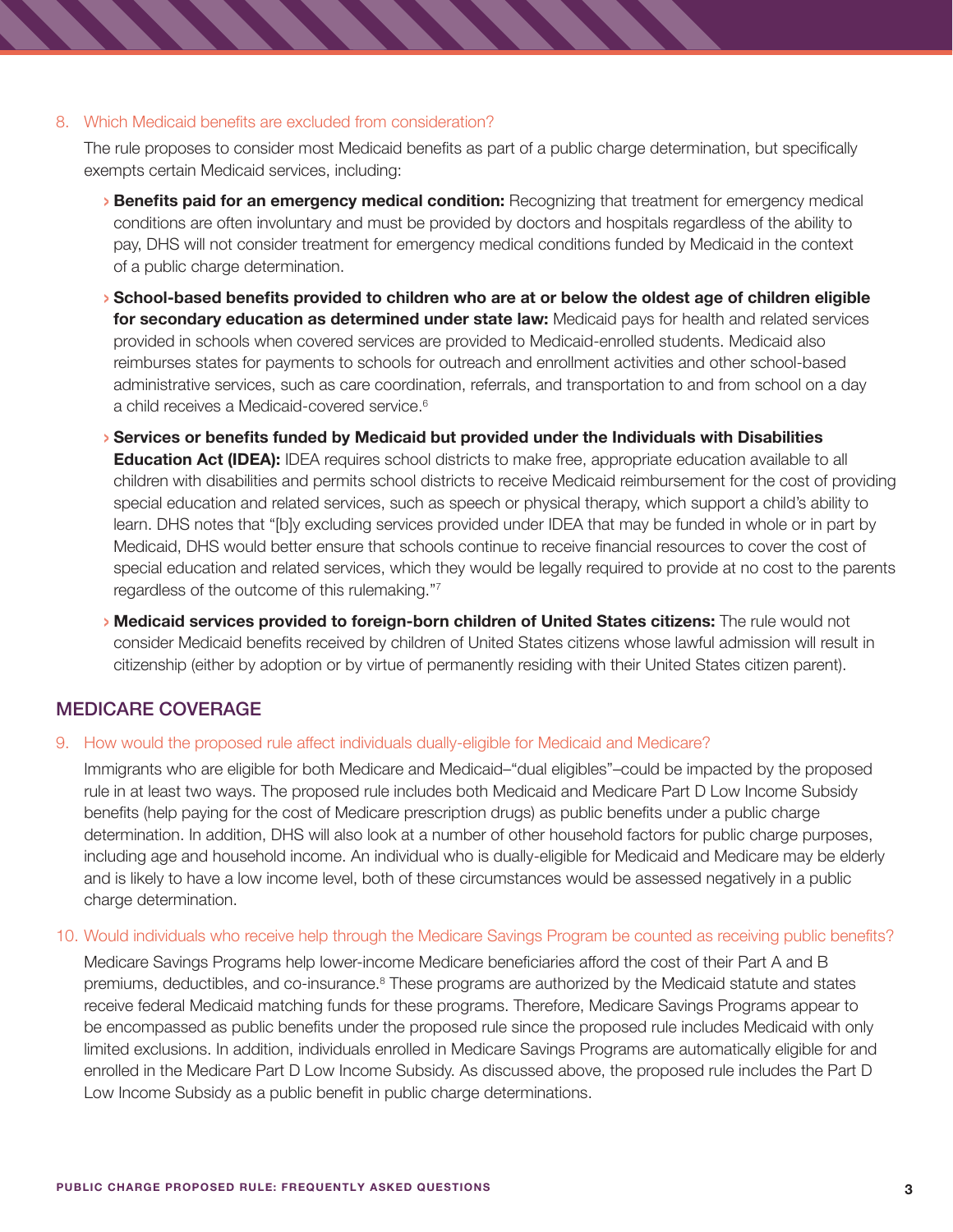8. Which Medicaid benefits are excluded from consideration?

The rule proposes to consider most Medicaid benefits as part of a public charge determination, but specifically exempts certain Medicaid services, including:

- **Benefits paid for an emergency medical condition:** Recognizing that treatment for emergency medical conditions are often involuntary and must be provided by doctors and hospitals regardless of the ability to pay, DHS will not consider treatment for emergency medical conditions funded by Medicaid in the context of a public charge determination.
- **School-based benefits provided to children who are at or below the oldest age of children eligible for secondary education as determined under state law:** Medicaid pays for health and related services provided in schools when covered services are provided to Medicaid-enrolled students. Medicaid also reimburses states for payments to schools for outreach and enrollment activities and other school-based administrative services, such as care coordination, referrals, and transportation to and from school on a day a child receives a Medicaid-covered service.[6]
- **Services or benefits funded by Medicaid but provided under the Individuals with Disabilities Education Act (IDEA):** IDEA requires school districts to make free, appropriate education available to all children with disabilities and permits school districts to receive Medicaid reimbursement for the cost of providing special education and related services, such as speech or physical therapy, which support a child's ability to learn. DHS notes that "[b]y excluding services provided under IDEA that may be funded in whole or in part by Medicaid, DHS would better ensure that schools continue to receive financial resources to cover the cost of special education and related services, which they would be legally required to provide at no cost to the parents regardless of the outcome of this rulemaking."[7]
- **Medicaid services provided to foreign-born children of United States citizens:** The rule would not consider Medicaid benefits received by children of United States citizens whose lawful admission will result in citizenship (either by adoption or by virtue of permanently residing with their United States citizen parent).

## MEDICARE COVERAGE

9. How would the proposed rule affect individuals dually-eligible for Medicaid and Medicare?

Immigrants who are eligible for both Medicare and Medicaid–"dual eligibles"–could be impacted by the proposed rule in at least two ways. The proposed rule includes both Medicaid and Medicare Part D Low Income Subsidy benefits (help paying for the cost of Medicare prescription drugs) as public benefits under a public charge determination. In addition, DHS will also look at a number of other household factors for public charge purposes, including age and household income. An individual who is dually-eligible for Medicaid and Medicare may be elderly and is likely to have a low income level, both of these circumstances would be assessed negatively in a public charge determination.

10. Would individuals who receive help through the Medicare Savings Program be counted as receiving public benefits?

Medicare Savings Programs help lower-income Medicare beneficiaries afford the cost of their Part A and B premiums, deductibles, and co-insurance.[8] These programs are authorized by the Medicaid statute and states receive federal Medicaid matching funds for these programs. Therefore, Medicare Savings Programs appear to be encompassed as public benefits under the proposed rule since the proposed rule includes Medicaid with only limited exclusions. In addition, individuals enrolled in Medicare Savings Programs are automatically eligible for and enrolled in the Medicare Part D Low Income Subsidy. As discussed above, the proposed rule includes the Part D Low Income Subsidy as a public benefit in public charge determinations.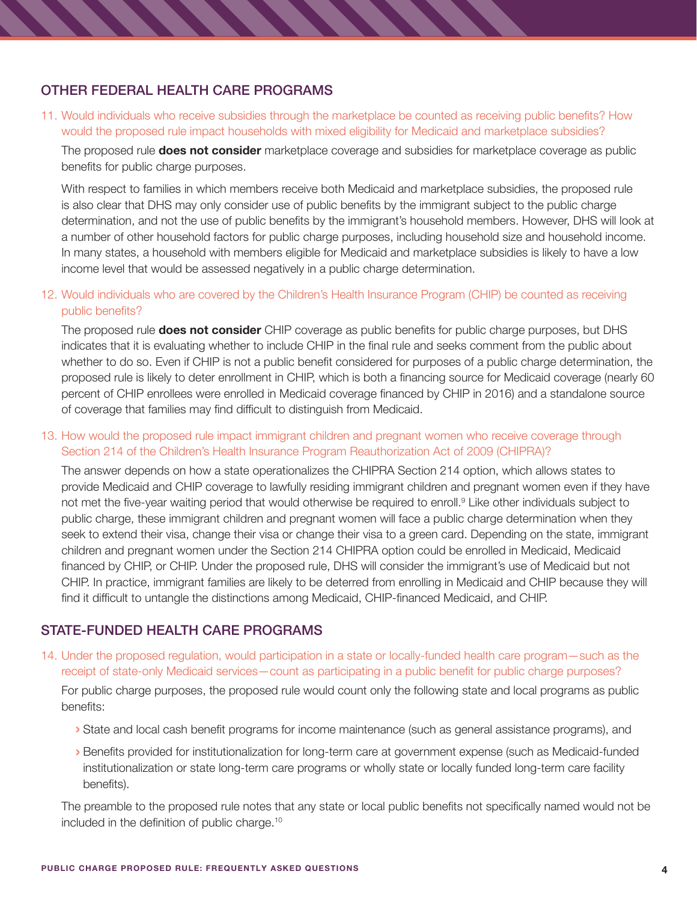## OTHER FEDERAL HEALTH CARE PROGRAMS

11. Would individuals who receive subsidies through the marketplace be counted as receiving public benefits? How would the proposed rule impact households with mixed eligibility for Medicaid and marketplace subsidies?

The proposed rule **does not consider** marketplace coverage and subsidies for marketplace coverage as public benefits for public charge purposes.

With respect to families in which members receive both Medicaid and marketplace subsidies, the proposed rule is also clear that DHS may only consider use of public benefits by the immigrant subject to the public charge determination, and not the use of public benefits by the immigrant's household members. However, DHS will look at a number of other household factors for public charge purposes, including household size and household income. In many states, a household with members eligible for Medicaid and marketplace subsidies is likely to have a low income level that would be assessed negatively in a public charge determination.

12. Would individuals who are covered by the Children's Health Insurance Program (CHIP) be counted as receiving public benefits?

The proposed rule **does not consider** CHIP coverage as public benefits for public charge purposes, but DHS indicates that it is evaluating whether to include CHIP in the final rule and seeks comment from the public about whether to do so. Even if CHIP is not a public benefit considered for purposes of a public charge determination, the proposed rule is likely to deter enrollment in CHIP, which is both a financing source for Medicaid coverage (nearly 60 percent of CHIP enrollees were enrolled in Medicaid coverage financed by CHIP in 2016) and a standalone source of coverage that families may find difficult to distinguish from Medicaid.

13. How would the proposed rule impact immigrant children and pregnant women who receive coverage through Section 214 of the Children's Health Insurance Program Reauthorization Act of 2009 (CHIPRA)?

The answer depends on how a state operationalizes the CHIPRA Section 214 option, which allows states to provide Medicaid and CHIP coverage to lawfully residing immigrant children and pregnant women even if they have not met the five-year waiting period that would otherwise be required to enroll.[9] Like other individuals subject to public charge, these immigrant children and pregnant women will face a public charge determination when they seek to extend their visa, change their visa or change their visa to a green card. Depending on the state, immigrant children and pregnant women under the Section 214 CHIPRA option could be enrolled in Medicaid, Medicaid financed by CHIP, or CHIP. Under the proposed rule, DHS will consider the immigrant's use of Medicaid but not CHIP. In practice, immigrant families are likely to be deterred from enrolling in Medicaid and CHIP because they will find it difficult to untangle the distinctions among Medicaid, CHIP-financed Medicaid, and CHIP.

## STATE-FUNDED HEALTH CARE PROGRAMS

14. Under the proposed regulation, would participation in a state or locally-funded health care program—such as the receipt of state-only Medicaid services—count as participating in a public benefit for public charge purposes?

For public charge purposes, the proposed rule would count only the following state and local programs as public benefits:

- State and local cash benefit programs for income maintenance (such as general assistance programs), and
- Benefits provided for institutionalization for long-term care at government expense (such as Medicaid-funded institutionalization or state long-term care programs or wholly state or locally funded long-term care facility benefits).

The preamble to the proposed rule notes that any state or local public benefits not specifically named would not be included in the definition of public charge.[10]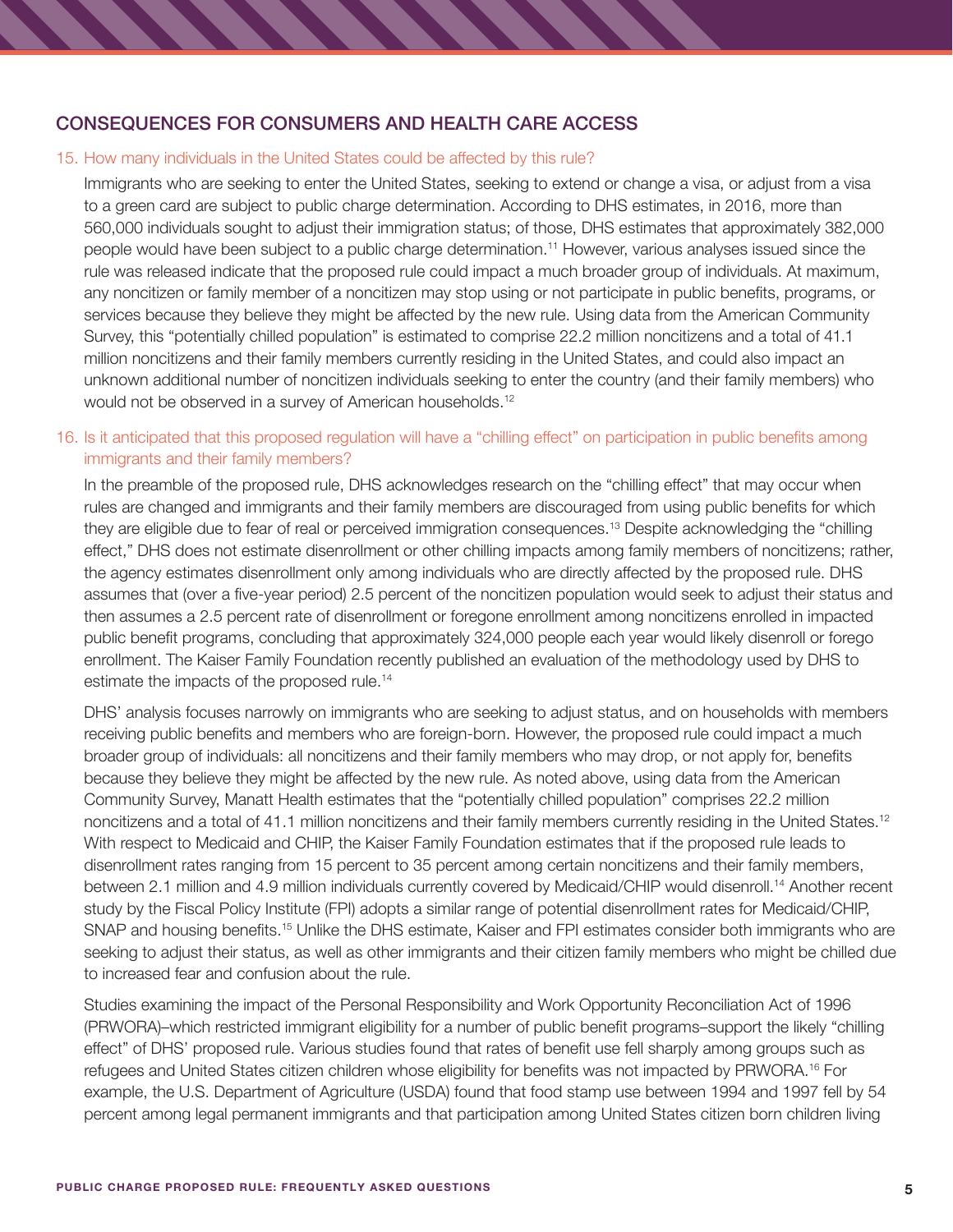## CONSEQUENCES FOR CONSUMERS AND HEALTH CARE ACCESS

### 15. How many individuals in the United States could be affected by this rule?

Immigrants who are seeking to enter the United States, seeking to extend or change a visa, or adjust from a visa to a green card are subject to public charge determination. According to DHS estimates, in 2016, more than 560,000 individuals sought to adjust their immigration status; of those, DHS estimates that approximately 382,000 people would have been subject to a public charge determination.[11] However, various analyses issued since the rule was released indicate that the proposed rule could impact a much broader group of individuals. At maximum, any noncitizen or family member of a noncitizen may stop using or not participate in public benefits, programs, or services because they believe they might be affected by the new rule. Using data from the American Community Survey, this "potentially chilled population" is estimated to comprise 22.2 million noncitizens and a total of 41.1 million noncitizens and their family members currently residing in the United States, and could also impact an unknown additional number of noncitizen individuals seeking to enter the country (and their family members) who would not be observed in a survey of American households.[12]

### 16. Is it anticipated that this proposed regulation will have a "chilling effect" on participation in public benefits among immigrants and their family members?

In the preamble of the proposed rule, DHS acknowledges research on the "chilling effect" that may occur when rules are changed and immigrants and their family members are discouraged from using public benefits for which they are eligible due to fear of real or perceived immigration consequences.[13] Despite acknowledging the "chilling effect," DHS does not estimate disenrollment or other chilling impacts among family members of noncitizens; rather, the agency estimates disenrollment only among individuals who are directly affected by the proposed rule. DHS assumes that (over a five-year period) 2.5 percent of the noncitizen population would seek to adjust their status and then assumes a 2.5 percent rate of disenrollment or foregone enrollment among noncitizens enrolled in impacted public benefit programs, concluding that approximately 324,000 people each year would likely disenroll or forego enrollment. The Kaiser Family Foundation recently published an evaluation of the methodology used by DHS to estimate the impacts of the proposed rule.[14]

DHS' analysis focuses narrowly on immigrants who are seeking to adjust status, and on households with members receiving public benefits and members who are foreign-born. However, the proposed rule could impact a much broader group of individuals: all noncitizens and their family members who may drop, or not apply for, benefits because they believe they might be affected by the new rule. As noted above, using data from the American Community Survey, Manatt Health estimates that the "potentially chilled population" comprises 22.2 million noncitizens and a total of 41.1 million noncitizens and their family members currently residing in the United States.[12] With respect to Medicaid and CHIP, the Kaiser Family Foundation estimates that if the proposed rule leads to disenrollment rates ranging from 15 percent to 35 percent among certain noncitizens and their family members, between 2.1 million and 4.9 million individuals currently covered by Medicaid/CHIP would disenroll.[14] Another recent study by the Fiscal Policy Institute (FPI) adopts a similar range of potential disenrollment rates for Medicaid/CHIP, SNAP and housing benefits.[15] Unlike the DHS estimate, Kaiser and FPI estimates consider both immigrants who are seeking to adjust their status, as well as other immigrants and their citizen family members who might be chilled due to increased fear and confusion about the rule.

Studies examining the impact of the Personal Responsibility and Work Opportunity Reconciliation Act of 1996 (PRWORA)–which restricted immigrant eligibility for a number of public benefit programs–support the likely "chilling effect" of DHS' proposed rule. Various studies found that rates of benefit use fell sharply among groups such as refugees and United States citizen children whose eligibility for benefits was not impacted by PRWORA.[16] For example, the U.S. Department of Agriculture (USDA) found that food stamp use between 1994 and 1997 fell by 54 percent among legal permanent immigrants and that participation among United States citizen born children living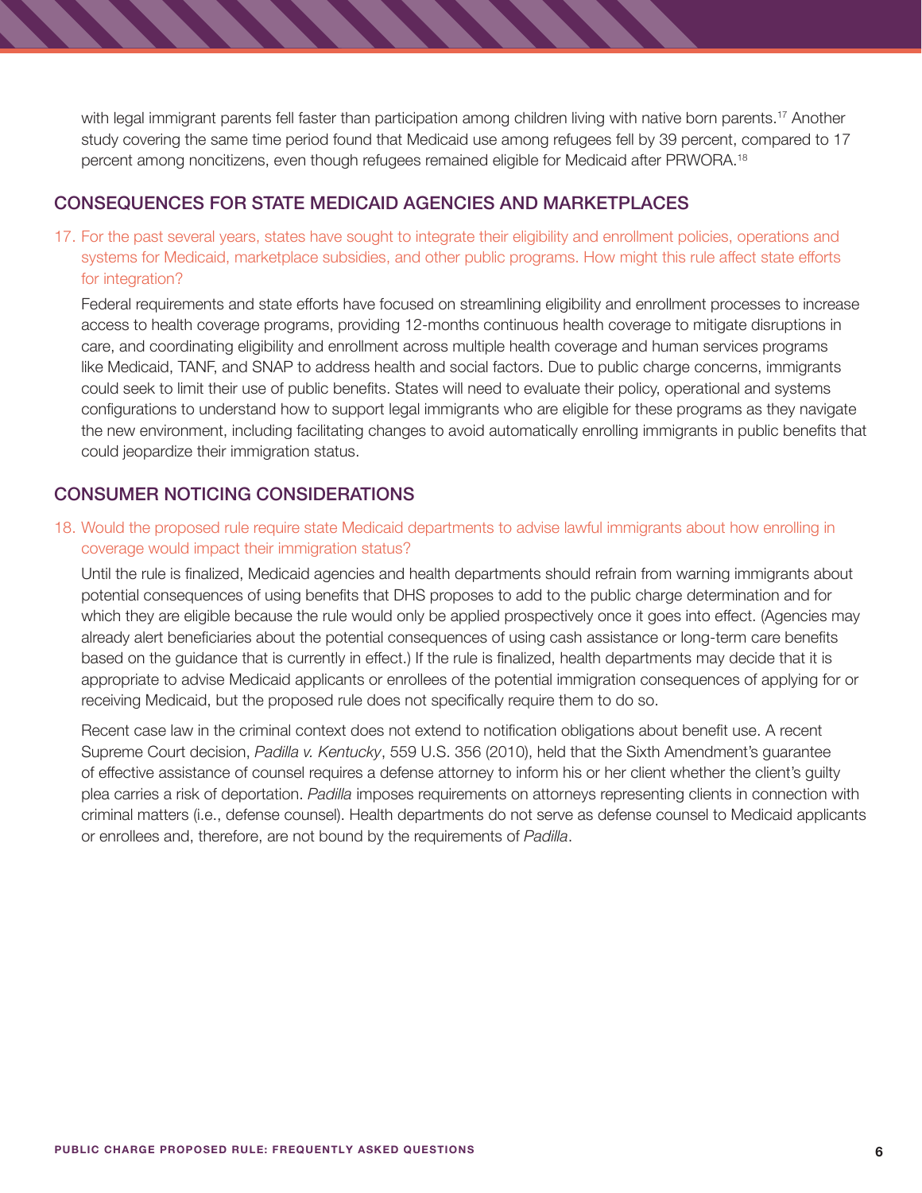with legal immigrant parents fell faster than participation among children living with native born parents.[17] Another study covering the same time period found that Medicaid use among refugees fell by 39 percent, compared to 17 percent among noncitizens, even though refugees remained eligible for Medicaid after PRWORA.[18]

## CONSEQUENCES FOR STATE MEDICAID AGENCIES AND MARKETPLACES

17. For the past several years, states have sought to integrate their eligibility and enrollment policies, operations and systems for Medicaid, marketplace subsidies, and other public programs. How might this rule affect state efforts for integration?

    Federal requirements and state efforts have focused on streamlining eligibility and enrollment processes to increase access to health coverage programs, providing 12-months continuous health coverage to mitigate disruptions in care, and coordinating eligibility and enrollment across multiple health coverage and human services programs like Medicaid, TANF, and SNAP to address health and social factors. Due to public charge concerns, immigrants could seek to limit their use of public benefits. States will need to evaluate their policy, operational and systems configurations to understand how to support legal immigrants who are eligible for these programs as they navigate the new environment, including facilitating changes to avoid automatically enrolling immigrants in public benefits that could jeopardize their immigration status.

## CONSUMER NOTICING CONSIDERATIONS

18. Would the proposed rule require state Medicaid departments to advise lawful immigrants about how enrolling in coverage would impact their immigration status?

    Until the rule is finalized, Medicaid agencies and health departments should refrain from warning immigrants about potential consequences of using benefits that DHS proposes to add to the public charge determination and for which they are eligible because the rule would only be applied prospectively once it goes into effect. (Agencies may already alert beneficiaries about the potential consequences of using cash assistance or long-term care benefits based on the guidance that is currently in effect.) If the rule is finalized, health departments may decide that it is appropriate to advise Medicaid applicants or enrollees of the potential immigration consequences of applying for or receiving Medicaid, but the proposed rule does not specifically require them to do so.

    Recent case law in the criminal context does not extend to notification obligations about benefit use. A recent Supreme Court decision, *Padilla v. Kentucky*, 559 U.S. 356 (2010), held that the Sixth Amendment's guarantee of effective assistance of counsel requires a defense attorney to inform his or her client whether the client's guilty plea carries a risk of deportation. *Padilla* imposes requirements on attorneys representing clients in connection with criminal matters (i.e., defense counsel). Health departments do not serve as defense counsel to Medicaid applicants or enrollees and, therefore, are not bound by the requirements of *Padilla*.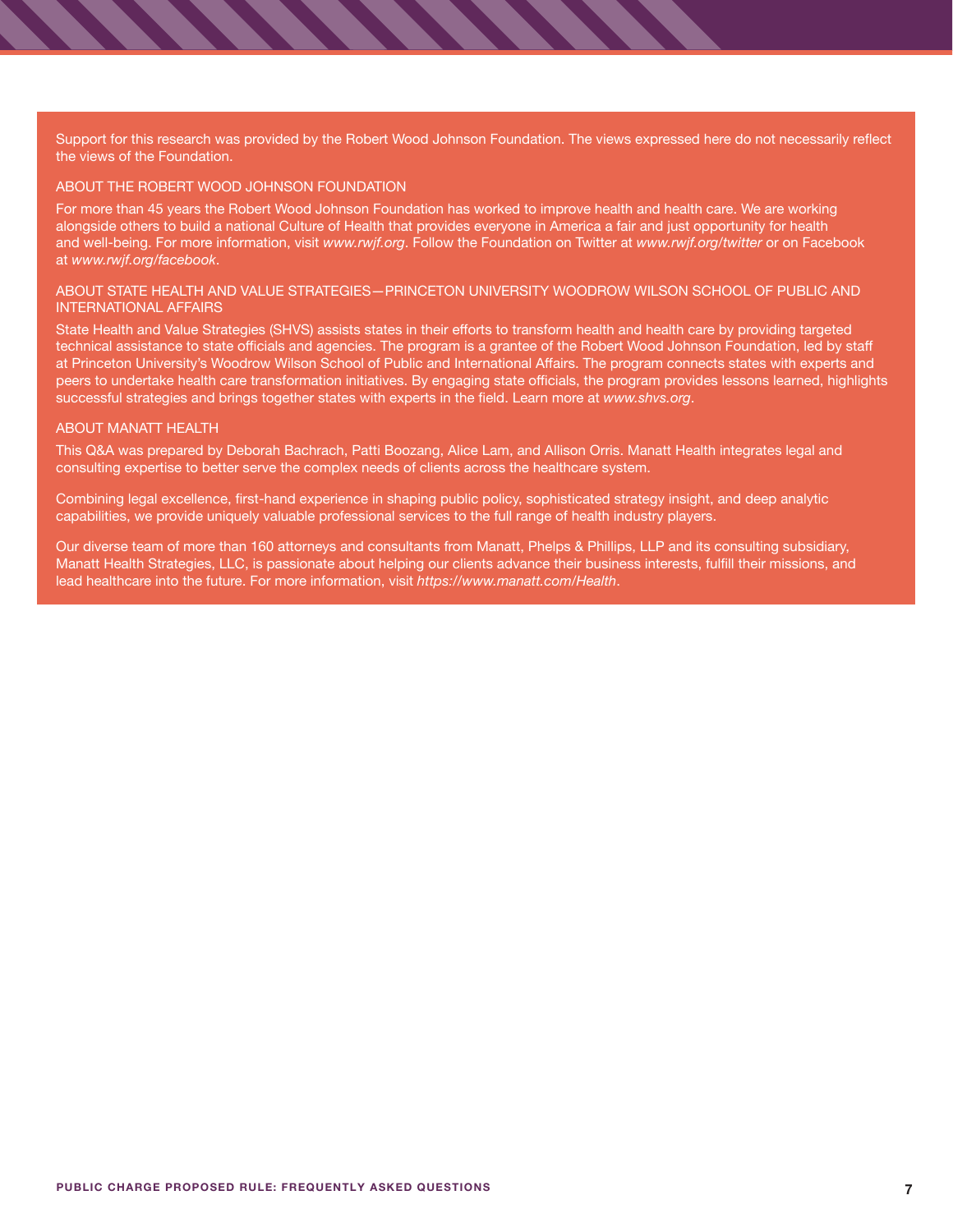Support for this research was provided by the Robert Wood Johnson Foundation. The views expressed here do not necessarily reflect the views of the Foundation.

## ABOUT THE ROBERT WOOD JOHNSON FOUNDATION

For more than 45 years the Robert Wood Johnson Foundation has worked to improve health and health care. We are working alongside others to build a national Culture of Health that provides everyone in America a fair and just opportunity for health and well-being. For more information, visit *www.rwjf.org*. Follow the Foundation on Twitter at *www.rwjf.org/twitter* or on Facebook at *www.rwjf.org/facebook*.

## ABOUT STATE HEALTH AND VALUE STRATEGIES—PRINCETON UNIVERSITY WOODROW WILSON SCHOOL OF PUBLIC AND INTERNATIONAL AFFAIRS

State Health and Value Strategies (SHVS) assists states in their efforts to transform health and health care by providing targeted technical assistance to state officials and agencies. The program is a grantee of the Robert Wood Johnson Foundation, led by staff at Princeton University's Woodrow Wilson School of Public and International Affairs. The program connects states with experts and peers to undertake health care transformation initiatives. By engaging state officials, the program provides lessons learned, highlights successful strategies and brings together states with experts in the field. Learn more at *www.shvs.org*.

## ABOUT MANATT HEALTH

This Q&A was prepared by Deborah Bachrach, Patti Boozang, Alice Lam, and Allison Orris. Manatt Health integrates legal and consulting expertise to better serve the complex needs of clients across the healthcare system.

Combining legal excellence, first-hand experience in shaping public policy, sophisticated strategy insight, and deep analytic capabilities, we provide uniquely valuable professional services to the full range of health industry players.

Our diverse team of more than 160 attorneys and consultants from Manatt, Phelps & Phillips, LLP and its consulting subsidiary, Manatt Health Strategies, LLC, is passionate about helping our clients advance their business interests, fulfill their missions, and lead healthcare into the future. For more information, visit *https://www.manatt.com/Health*.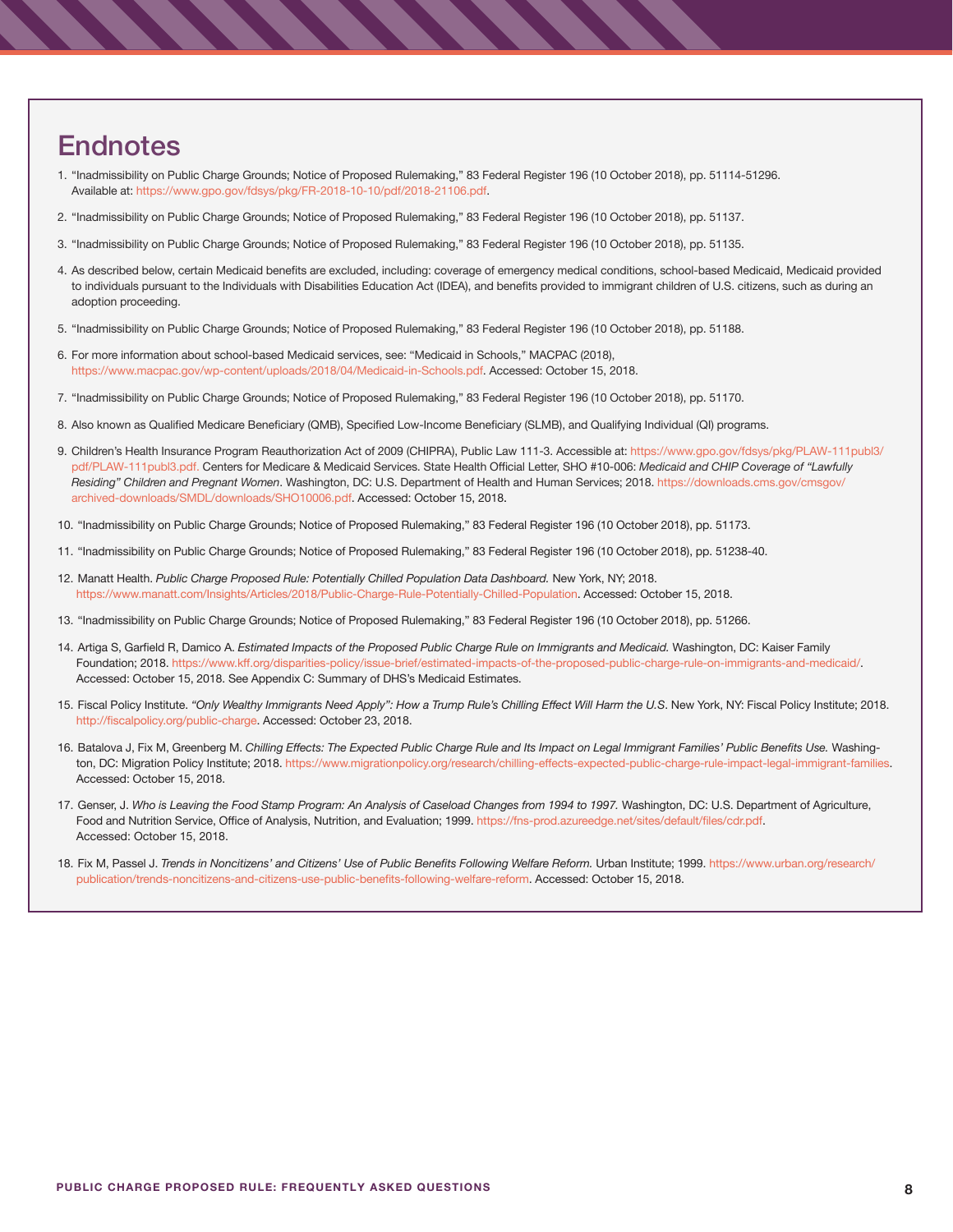# Endnotes

1. "Inadmissibility on Public Charge Grounds; Notice of Proposed Rulemaking," 83 Federal Register 196 (10 October 2018), pp. 51114-51296. Available at: https://www.gpo.gov/fdsys/pkg/FR-2018-10-10/pdf/2018-21106.pdf.
2. "Inadmissibility on Public Charge Grounds; Notice of Proposed Rulemaking," 83 Federal Register 196 (10 October 2018), pp. 51137.
3. "Inadmissibility on Public Charge Grounds; Notice of Proposed Rulemaking," 83 Federal Register 196 (10 October 2018), pp. 51135.
4. As described below, certain Medicaid benefits are excluded, including: coverage of emergency medical conditions, school-based Medicaid, Medicaid provided to individuals pursuant to the Individuals with Disabilities Education Act (IDEA), and benefits provided to immigrant children of U.S. citizens, such as during an adoption proceeding.
5. "Inadmissibility on Public Charge Grounds; Notice of Proposed Rulemaking," 83 Federal Register 196 (10 October 2018), pp. 51188.
6. For more information about school-based Medicaid services, see: "Medicaid in Schools," MACPAC (2018), https://www.macpac.gov/wp-content/uploads/2018/04/Medicaid-in-Schools.pdf. Accessed: October 15, 2018.
7. "Inadmissibility on Public Charge Grounds; Notice of Proposed Rulemaking," 83 Federal Register 196 (10 October 2018), pp. 51170.
8. Also known as Qualified Medicare Beneficiary (QMB), Specified Low-Income Beneficiary (SLMB), and Qualifying Individual (QI) programs.
9. Children's Health Insurance Program Reauthorization Act of 2009 (CHIPRA), Public Law 111-3. Accessible at: https://www.gpo.gov/fdsys/pkg/PLAW-111publ3/pdf/PLAW-111publ3.pdf. Centers for Medicare & Medicaid Services. State Health Official Letter, SHO #10-006: *Medicaid and CHIP Coverage of "Lawfully Residing" Children and Pregnant Women*. Washington, DC: U.S. Department of Health and Human Services; 2018. https://downloads.cms.gov/cmsgov/archived-downloads/SMDL/downloads/SHO10006.pdf. Accessed: October 15, 2018.
10. "Inadmissibility on Public Charge Grounds; Notice of Proposed Rulemaking," 83 Federal Register 196 (10 October 2018), pp. 51173.
11. "Inadmissibility on Public Charge Grounds; Notice of Proposed Rulemaking," 83 Federal Register 196 (10 October 2018), pp. 51238-40.
12. Manatt Health. *Public Charge Proposed Rule: Potentially Chilled Population Data Dashboard.* New York, NY; 2018. https://www.manatt.com/Insights/Articles/2018/Public-Charge-Rule-Potentially-Chilled-Population. Accessed: October 15, 2018.
13. "Inadmissibility on Public Charge Grounds; Notice of Proposed Rulemaking," 83 Federal Register 196 (10 October 2018), pp. 51266.
14. Artiga S, Garfield R, Damico A. *Estimated Impacts of the Proposed Public Charge Rule on Immigrants and Medicaid.* Washington, DC: Kaiser Family Foundation; 2018. https://www.kff.org/disparities-policy/issue-brief/estimated-impacts-of-the-proposed-public-charge-rule-on-immigrants-and-medicaid/. Accessed: October 15, 2018. See Appendix C: Summary of DHS's Medicaid Estimates.
15. Fiscal Policy Institute. *"Only Wealthy Immigrants Need Apply": How a Trump Rule's Chilling Effect Will Harm the U.S*. New York, NY: Fiscal Policy Institute; 2018. http://fiscalpolicy.org/public-charge. Accessed: October 23, 2018.
16. Batalova J, Fix M, Greenberg M. *Chilling Effects: The Expected Public Charge Rule and Its Impact on Legal Immigrant Families' Public Benefits Use.* Washington, DC: Migration Policy Institute; 2018. https://www.migrationpolicy.org/research/chilling-effects-expected-public-charge-rule-impact-legal-immigrant-families. Accessed: October 15, 2018.
17. Genser, J. *Who is Leaving the Food Stamp Program: An Analysis of Caseload Changes from 1994 to 1997.* Washington, DC: U.S. Department of Agriculture, Food and Nutrition Service, Office of Analysis, Nutrition, and Evaluation; 1999. https://fns-prod.azureedge.net/sites/default/files/cdr.pdf. Accessed: October 15, 2018.
18. Fix M, Passel J. *Trends in Noncitizens' and Citizens' Use of Public Benefits Following Welfare Reform.* Urban Institute; 1999. https://www.urban.org/research/publication/trends-noncitizens-and-citizens-use-public-benefits-following-welfare-reform. Accessed: October 15, 2018.